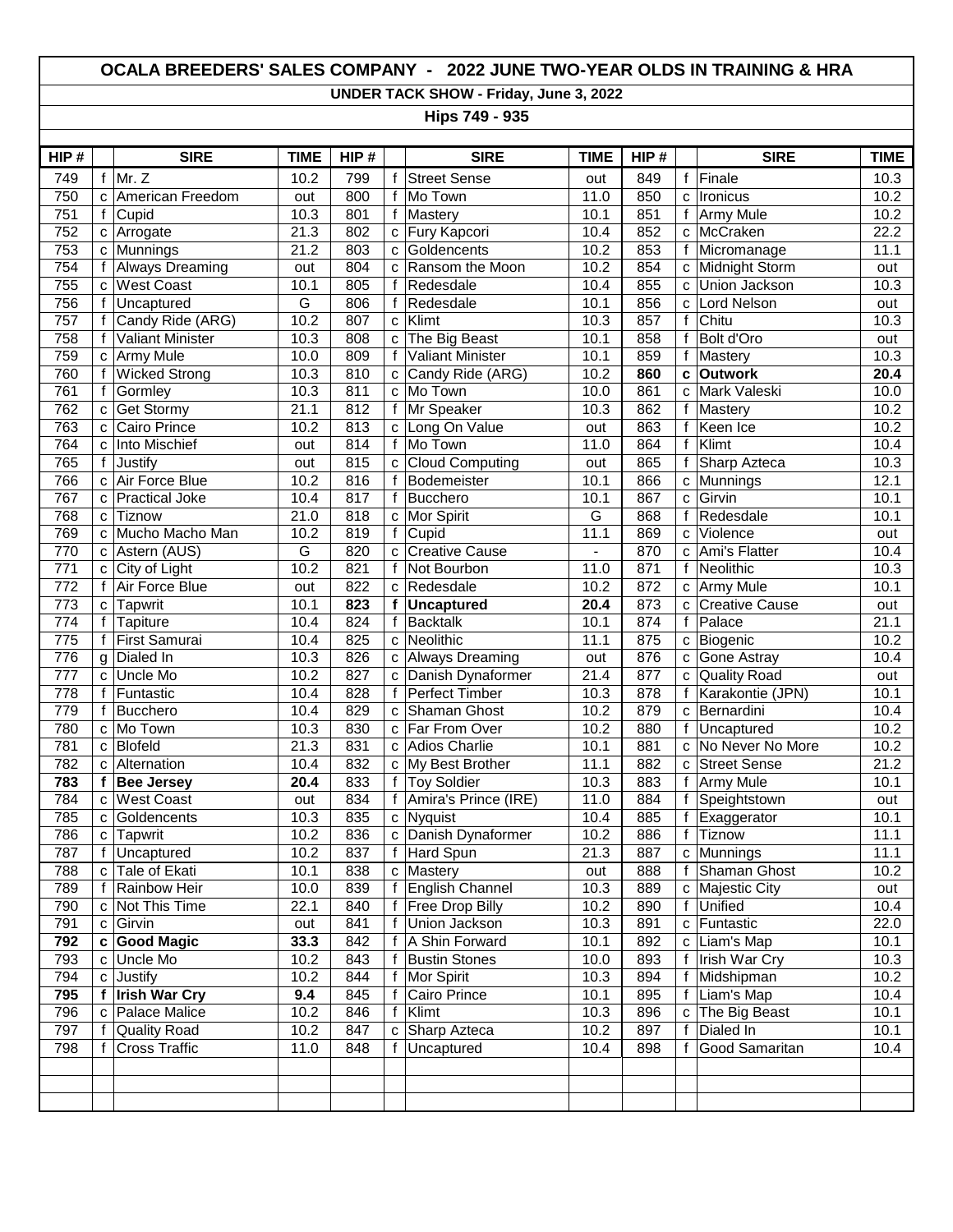# OCALA BREEDERS' SALES COMPANY - 2022 JUNE TWO-YEAR OLDS IN TRAINING & HRA

## UNDER TACK SHOW - Friday, June 3, 2022

### Hips 749 - 935

| HIP # | | SIRE | TIME | HIP # | | SIRE | TIME | HIP # | | SIRE | TIME |
|---|---|---|---|---|---|---|---|---|---|---|---|
| 749 | f | Mr. Z | 10.2 | 799 | f | Street Sense | out | 849 | f | Finale | 10.3 |
| 750 | c | American Freedom | out | 800 | f | Mo Town | 11.0 | 850 | c | Ironicus | 10.2 |
| 751 | f | Cupid | 10.3 | 801 | f | Mastery | 10.1 | 851 | f | Army Mule | 10.2 |
| 752 | c | Arrogate | 21.3 | 802 | c | Fury Kapcori | 10.4 | 852 | c | McCraken | 22.2 |
| 753 | c | Munnings | 21.2 | 803 | c | Goldencents | 10.2 | 853 | f | Micromanage | 11.1 |
| 754 | f | Always Dreaming | out | 804 | c | Ransom the Moon | 10.2 | 854 | c | Midnight Storm | out |
| 755 | c | West Coast | 10.1 | 805 | f | Redesdale | 10.4 | 855 | c | Union Jackson | 10.3 |
| 756 | f | Uncaptured | G | 806 | f | Redesdale | 10.1 | 856 | c | Lord Nelson | out |
| 757 | f | Candy Ride (ARG) | 10.2 | 807 | c | Klimt | 10.3 | 857 | f | Chitu | 10.3 |
| 758 | f | Valiant Minister | 10.3 | 808 | c | The Big Beast | 10.1 | 858 | f | Bolt d'Oro | out |
| 759 | c | Army Mule | 10.0 | 809 | f | Valiant Minister | 10.1 | 859 | f | Mastery | 10.3 |
| 760 | f | Wicked Strong | 10.3 | 810 | c | Candy Ride (ARG) | 10.2 | **860** | **c** | **Outwork** | **20.4** |
| 761 | f | Gormley | 10.3 | 811 | c | Mo Town | 10.0 | 861 | c | Mark Valeski | 10.0 |
| 762 | c | Get Stormy | 21.1 | 812 | f | Mr Speaker | 10.3 | 862 | f | Mastery | 10.2 |
| 763 | c | Cairo Prince | 10.2 | 813 | c | Long On Value | out | 863 | f | Keen Ice | 10.2 |
| 764 | c | Into Mischief | out | 814 | f | Mo Town | 11.0 | 864 | f | Klimt | 10.4 |
| 765 | f | Justify | out | 815 | c | Cloud Computing | out | 865 | f | Sharp Azteca | 10.3 |
| 766 | c | Air Force Blue | 10.2 | 816 | f | Bodemeister | 10.1 | 866 | c | Munnings | 12.1 |
| 767 | c | Practical Joke | 10.4 | 817 | f | Bucchero | 10.1 | 867 | c | Girvin | 10.1 |
| 768 | c | Tiznow | 21.0 | 818 | c | Mor Spirit | G | 868 | f | Redesdale | 10.1 |
| 769 | c | Mucho Macho Man | 10.2 | 819 | f | Cupid | 11.1 | 869 | c | Violence | out |
| 770 | c | Astern (AUS) | G | 820 | c | Creative Cause | - | 870 | c | Ami's Flatter | 10.4 |
| 771 | c | City of Light | 10.2 | 821 | f | Not Bourbon | 11.0 | 871 | f | Neolithic | 10.3 |
| 772 | f | Air Force Blue | out | 822 | c | Redesdale | 10.2 | 872 | c | Army Mule | 10.1 |
| 773 | c | Tapwrit | 10.1 | **823** | **f** | **Uncaptured** | **20.4** | 873 | c | Creative Cause | out |
| 774 | f | Tapiture | 10.4 | 824 | f | Backtalk | 10.1 | 874 | f | Palace | 21.1 |
| 775 | f | First Samurai | 10.4 | 825 | c | Neolithic | 11.1 | 875 | c | Biogenic | 10.2 |
| 776 | g | Dialed In | 10.3 | 826 | c | Always Dreaming | out | 876 | c | Gone Astray | 10.4 |
| 777 | c | Uncle Mo | 10.2 | 827 | c | Danish Dynaformer | 21.4 | 877 | c | Quality Road | out |
| 778 | f | Funtastic | 10.4 | 828 | f | Perfect Timber | 10.3 | 878 | f | Karakontie (JPN) | 10.1 |
| 779 | f | Bucchero | 10.4 | 829 | c | Shaman Ghost | 10.2 | 879 | c | Bernardini | 10.4 |
| 780 | c | Mo Town | 10.3 | 830 | c | Far From Over | 10.2 | 880 | f | Uncaptured | 10.2 |
| 781 | c | Blofeld | 21.3 | 831 | c | Adios Charlie | 10.1 | 881 | c | No Never No More | 10.2 |
| 782 | c | Alternation | 10.4 | 832 | c | My Best Brother | 11.1 | 882 | c | Street Sense | 21.2 |
| **783** | **f** | **Bee Jersey** | **20.4** | 833 | f | Toy Soldier | 10.3 | 883 | f | Army Mule | 10.1 |
| 784 | c | West Coast | out | 834 | f | Amira's Prince (IRE) | 11.0 | 884 | f | Speightstown | out |
| 785 | c | Goldencents | 10.3 | 835 | c | Nyquist | 10.4 | 885 | f | Exaggerator | 10.1 |
| 786 | c | Tapwrit | 10.2 | 836 | c | Danish Dynaformer | 10.2 | 886 | f | Tiznow | 11.1 |
| 787 | f | Uncaptured | 10.2 | 837 | f | Hard Spun | 21.3 | 887 | c | Munnings | 11.1 |
| 788 | c | Tale of Ekati | 10.1 | 838 | c | Mastery | out | 888 | f | Shaman Ghost | 10.2 |
| 789 | f | Rainbow Heir | 10.0 | 839 | f | English Channel | 10.3 | 889 | c | Majestic City | out |
| 790 | c | Not This Time | 22.1 | 840 | f | Free Drop Billy | 10.2 | 890 | f | Unified | 10.4 |
| 791 | c | Girvin | out | 841 | f | Union Jackson | 10.3 | 891 | c | Funtastic | 22.0 |
| **792** | **c** | **Good Magic** | **33.3** | 842 | f | A Shin Forward | 10.1 | 892 | c | Liam's Map | 10.1 |
| 793 | c | Uncle Mo | 10.2 | 843 | f | Bustin Stones | 10.0 | 893 | f | Irish War Cry | 10.3 |
| 794 | c | Justify | 10.2 | 844 | f | Mor Spirit | 10.3 | 894 | f | Midshipman | 10.2 |
| **795** | **f** | **Irish War Cry** | **9.4** | 845 | f | Cairo Prince | 10.1 | 895 | f | Liam's Map | 10.4 |
| 796 | c | Palace Malice | 10.2 | 846 | f | Klimt | 10.3 | 896 | c | The Big Beast | 10.1 |
| 797 | f | Quality Road | 10.2 | 847 | c | Sharp Azteca | 10.2 | 897 | f | Dialed In | 10.1 |
| 798 | f | Cross Traffic | 11.0 | 848 | f | Uncaptured | 10.4 | 898 | f | Good Samaritan | 10.4 |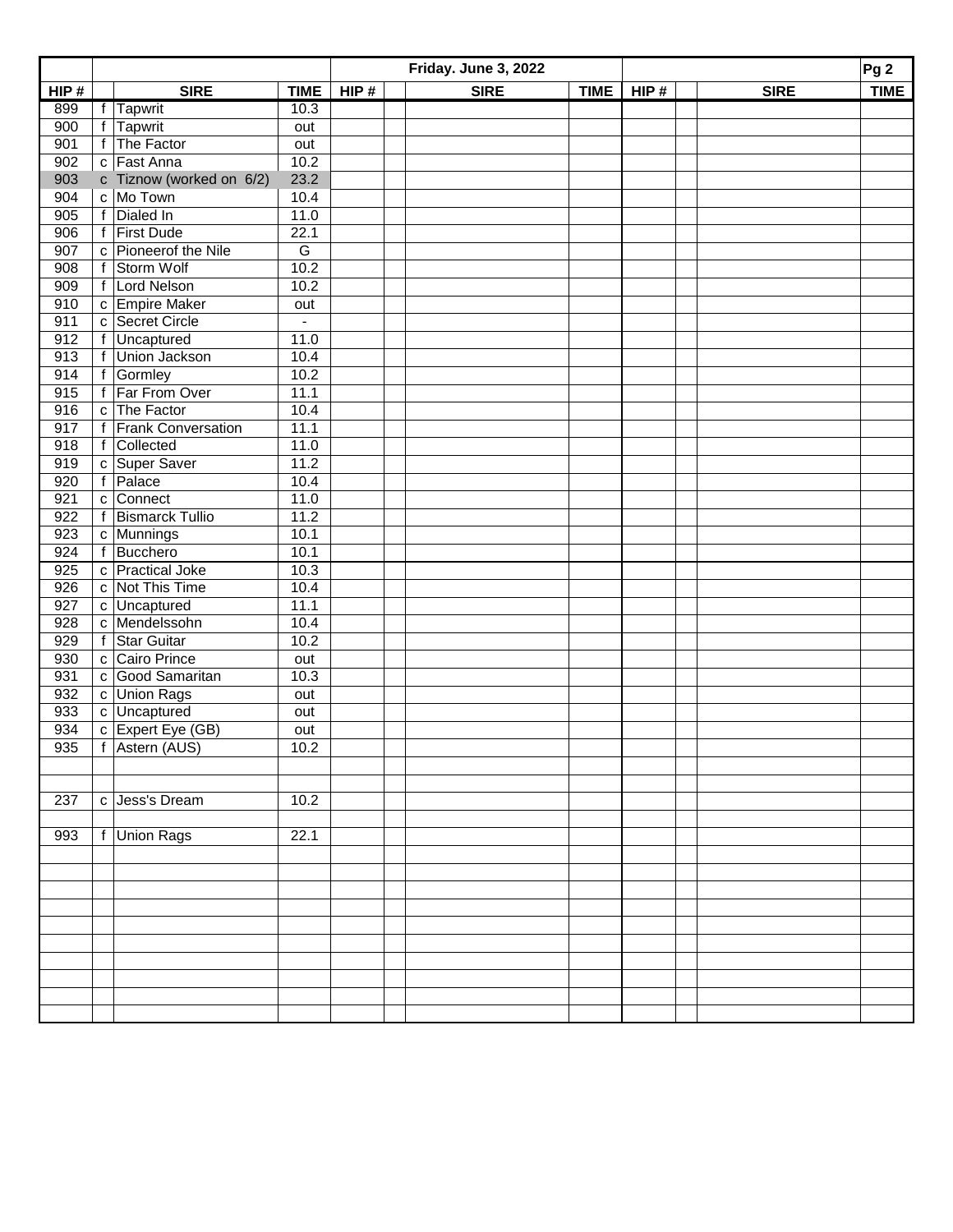| | | | | Friday. June 3, 2022 | | | | | | | Pg 2 |
|---|---|---|---|---|---|---|---|---|---|---|---|
| HIP # | | SIRE | TIME | HIP # | | SIRE | TIME | HIP # | | SIRE | TIME |
| 899 | f | Tapwrit | 10.3 | | | | | | | | |
| 900 | f | Tapwrit | out | | | | | | | | |
| 901 | f | The Factor | out | | | | | | | | |
| 902 | c | Fast Anna | 10.2 | | | | | | | | |
| 903 | c | Tiznow (worked on 6/2) | 23.2 | | | | | | | | |
| 904 | c | Mo Town | 10.4 | | | | | | | | |
| 905 | f | Dialed In | 11.0 | | | | | | | | |
| 906 | f | First Dude | 22.1 | | | | | | | | |
| 907 | c | Pioneerof the Nile | G | | | | | | | | |
| 908 | f | Storm Wolf | 10.2 | | | | | | | | |
| 909 | f | Lord Nelson | 10.2 | | | | | | | | |
| 910 | c | Empire Maker | out | | | | | | | | |
| 911 | c | Secret Circle | - | | | | | | | | |
| 912 | f | Uncaptured | 11.0 | | | | | | | | |
| 913 | f | Union Jackson | 10.4 | | | | | | | | |
| 914 | f | Gormley | 10.2 | | | | | | | | |
| 915 | f | Far From Over | 11.1 | | | | | | | | |
| 916 | c | The Factor | 10.4 | | | | | | | | |
| 917 | f | Frank Conversation | 11.1 | | | | | | | | |
| 918 | f | Collected | 11.0 | | | | | | | | |
| 919 | c | Super Saver | 11.2 | | | | | | | | |
| 920 | f | Palace | 10.4 | | | | | | | | |
| 921 | c | Connect | 11.0 | | | | | | | | |
| 922 | f | Bismarck Tullio | 11.2 | | | | | | | | |
| 923 | c | Munnings | 10.1 | | | | | | | | |
| 924 | f | Bucchero | 10.1 | | | | | | | | |
| 925 | c | Practical Joke | 10.3 | | | | | | | | |
| 926 | c | Not This Time | 10.4 | | | | | | | | |
| 927 | c | Uncaptured | 11.1 | | | | | | | | |
| 928 | c | Mendelssohn | 10.4 | | | | | | | | |
| 929 | f | Star Guitar | 10.2 | | | | | | | | |
| 930 | c | Cairo Prince | out | | | | | | | | |
| 931 | c | Good Samaritan | 10.3 | | | | | | | | |
| 932 | c | Union Rags | out | | | | | | | | |
| 933 | c | Uncaptured | out | | | | | | | | |
| 934 | c | Expert Eye (GB) | out | | | | | | | | |
| 935 | f | Astern (AUS) | 10.2 | | | | | | | | |
| | | | | | | | | | | | |
| | | | | | | | | | | | |
| 237 | c | Jess's Dream | 10.2 | | | | | | | | |
| | | | | | | | | | | | |
| 993 | f | Union Rags | 22.1 | | | | | | | | |